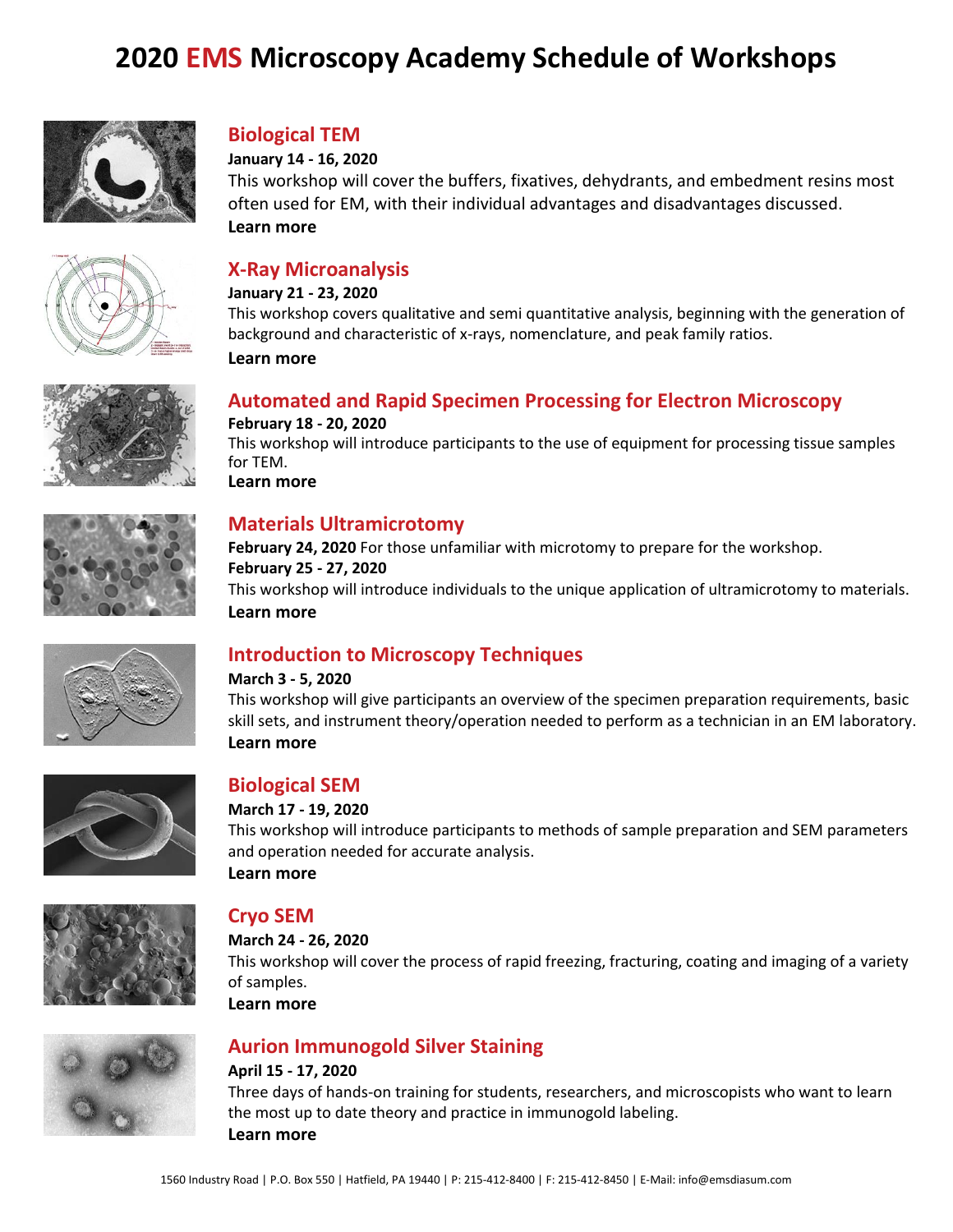# 2020 EMS Microscopy Academy Schedule of Workshops

## Biological TEM

**January 14 - 16, 2020**

This workshop will cover the buffers, fixatives, dehydrants, and embedment resins most often used for EM, with their individual advantages and disadvantages discussed.

**Learn more**

## X-Ray Microanalysis

**January 21 - 23, 2020**

This workshop covers qualitative and semi quantitative analysis, beginning with the generation of background and characteristic of x-rays, nomenclature, and peak family ratios.

**Learn more**

## Automated and Rapid Specimen Processing for Electron Microscopy

**February 18 - 20, 2020**

This workshop will introduce participants to the use of equipment for processing tissue samples for TEM.

**Learn more**

## Materials Ultramicrotomy

**February 24, 2020** For those unfamiliar with microtomy to prepare for the workshop.

**February 25 - 27, 2020**

This workshop will introduce individuals to the unique application of ultramicrotomy to materials.

**Learn more**

## Introduction to Microscopy Techniques

**March 3 - 5, 2020**

This workshop will give participants an overview of the specimen preparation requirements, basic skill sets, and instrument theory/operation needed to perform as a technician in an EM laboratory.

**Learn more**

## Biological SEM

**March 17 - 19, 2020**

This workshop will introduce participants to methods of sample preparation and SEM parameters and operation needed for accurate analysis.

**Learn more**

## Cryo SEM

**March 24 - 26, 2020**

This workshop will cover the process of rapid freezing, fracturing, coating and imaging of a variety of samples.

**Learn more**

## Aurion Immunogold Silver Staining

**April 15 - 17, 2020**

Three days of hands-on training for students, researchers, and microscopists who want to learn the most up to date theory and practice in immunogold labeling.

**Learn more**

1560 Industry Road | P.O. Box 550 | Hatfield, PA 19440 | P: 215-412-8400 | F: 215-412-8450 | E-Mail: info@emsdiasum.com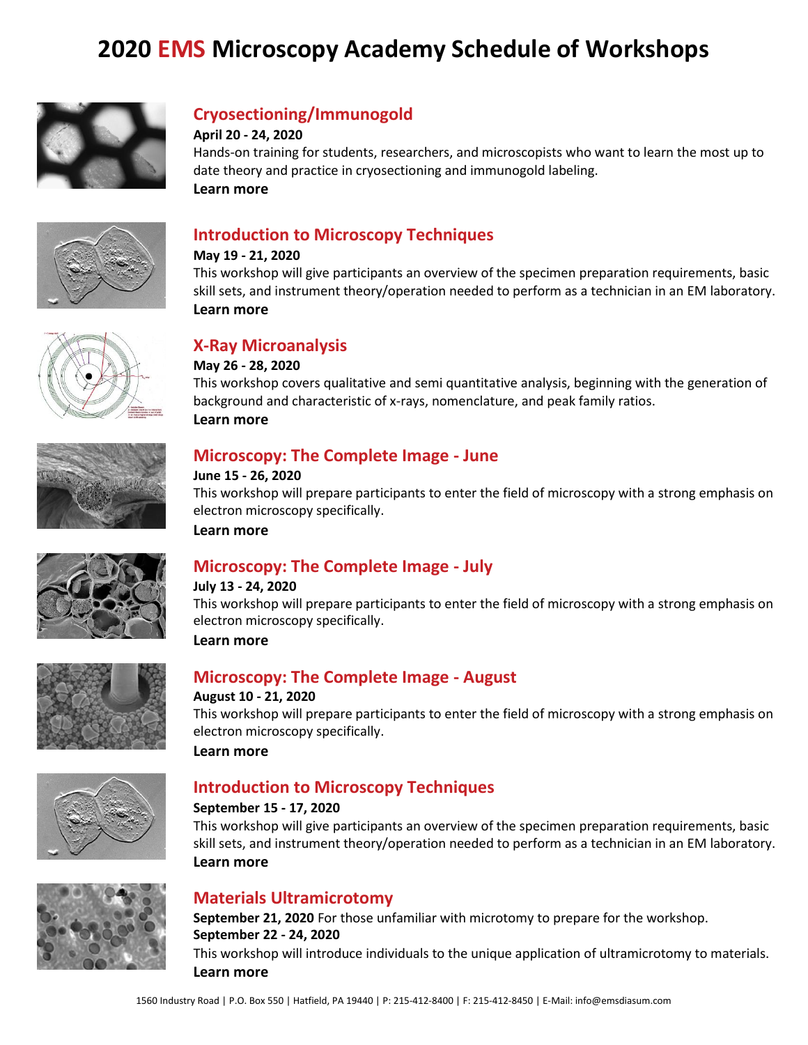# 2020 EMS Microscopy Academy Schedule of Workshops

## Cryosectioning/Immunogold

**April 20 - 24, 2020**

Hands-on training for students, researchers, and microscopists who want to learn the most up to date theory and practice in cryosectioning and immunogold labeling.

**Learn more**

## Introduction to Microscopy Techniques

**May 19 - 21, 2020**

This workshop will give participants an overview of the specimen preparation requirements, basic skill sets, and instrument theory/operation needed to perform as a technician in an EM laboratory.

**Learn more**

## X-Ray Microanalysis

**May 26 - 28, 2020**

This workshop covers qualitative and semi quantitative analysis, beginning with the generation of background and characteristic of x-rays, nomenclature, and peak family ratios.

**Learn more**

## Microscopy: The Complete Image - June

**June 15 - 26, 2020**

This workshop will prepare participants to enter the field of microscopy with a strong emphasis on electron microscopy specifically.

**Learn more**

## Microscopy: The Complete Image - July

**July 13 - 24, 2020**

This workshop will prepare participants to enter the field of microscopy with a strong emphasis on electron microscopy specifically.

**Learn more**

## Microscopy: The Complete Image - August

**August 10 - 21, 2020**

This workshop will prepare participants to enter the field of microscopy with a strong emphasis on electron microscopy specifically.

**Learn more**

## Introduction to Microscopy Techniques

**September 15 - 17, 2020**

This workshop will give participants an overview of the specimen preparation requirements, basic skill sets, and instrument theory/operation needed to perform as a technician in an EM laboratory.

**Learn more**

## Materials Ultramicrotomy

**September 21, 2020** For those unfamiliar with microtomy to prepare for the workshop.

**September 22 - 24, 2020**

This workshop will introduce individuals to the unique application of ultramicrotomy to materials.

**Learn more**

1560 Industry Road | P.O. Box 550 | Hatfield, PA 19440 | P: 215-412-8400 | F: 215-412-8450 | E-Mail: info@emsdiasum.com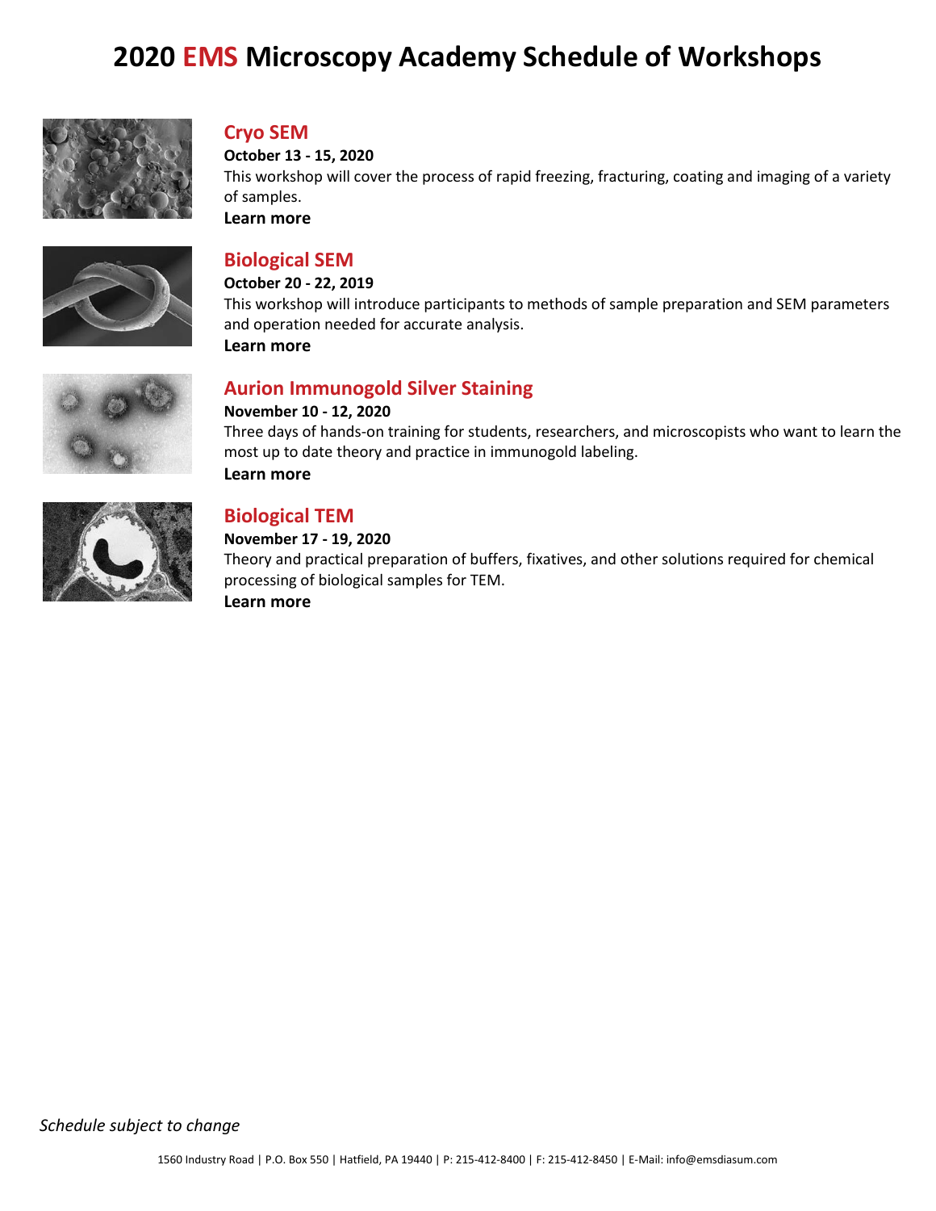# 2020 EMS Microscopy Academy Schedule of Workshops

## Cryo SEM

**October 13 - 15, 2020**

This workshop will cover the process of rapid freezing, fracturing, coating and imaging of a variety of samples.

**Learn more**

## Biological SEM

**October 20 - 22, 2019**

This workshop will introduce participants to methods of sample preparation and SEM parameters and operation needed for accurate analysis.

**Learn more**

## Aurion Immunogold Silver Staining

**November 10 - 12, 2020**

Three days of hands-on training for students, researchers, and microscopists who want to learn the most up to date theory and practice in immunogold labeling.

**Learn more**

## Biological TEM

**November 17 - 19, 2020**

Theory and practical preparation of buffers, fixatives, and other solutions required for chemical processing of biological samples for TEM.

**Learn more**

*Schedule subject to change*

1560 Industry Road | P.O. Box 550 | Hatfield, PA 19440 | P: 215-412-8400 | F: 215-412-8450 | E-Mail: info@emsdiasum.com